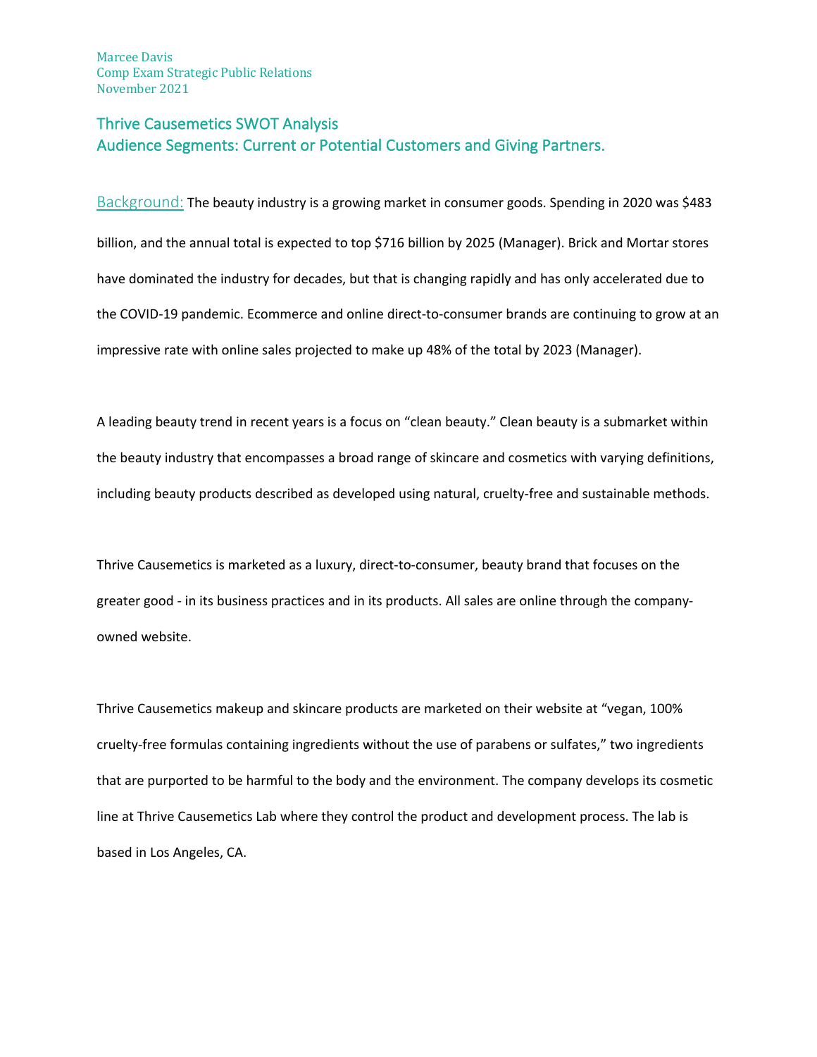Marcee Davis
Comp Exam Strategic Public Relations
November 2021

# Thrive Causemetics SWOT Analysis

## Audience Segments: Current or Potential Customers and Giving Partners.

Background: The beauty industry is a growing market in consumer goods. Spending in 2020 was $483 billion, and the annual total is expected to top $716 billion by 2025 (Manager). Brick and Mortar stores have dominated the industry for decades, but that is changing rapidly and has only accelerated due to the COVID-19 pandemic. Ecommerce and online direct-to-consumer brands are continuing to grow at an impressive rate with online sales projected to make up 48% of the total by 2023 (Manager).

A leading beauty trend in recent years is a focus on "clean beauty." Clean beauty is a submarket within the beauty industry that encompasses a broad range of skincare and cosmetics with varying definitions, including beauty products described as developed using natural, cruelty-free and sustainable methods.

Thrive Causemetics is marketed as a luxury, direct-to-consumer, beauty brand that focuses on the greater good - in its business practices and in its products. All sales are online through the company-owned website.

Thrive Causemetics makeup and skincare products are marketed on their website at "vegan, 100% cruelty-free formulas containing ingredients without the use of parabens or sulfates," two ingredients that are purported to be harmful to the body and the environment. The company develops its cosmetic line at Thrive Causemetics Lab where they control the product and development process. The lab is based in Los Angeles, CA.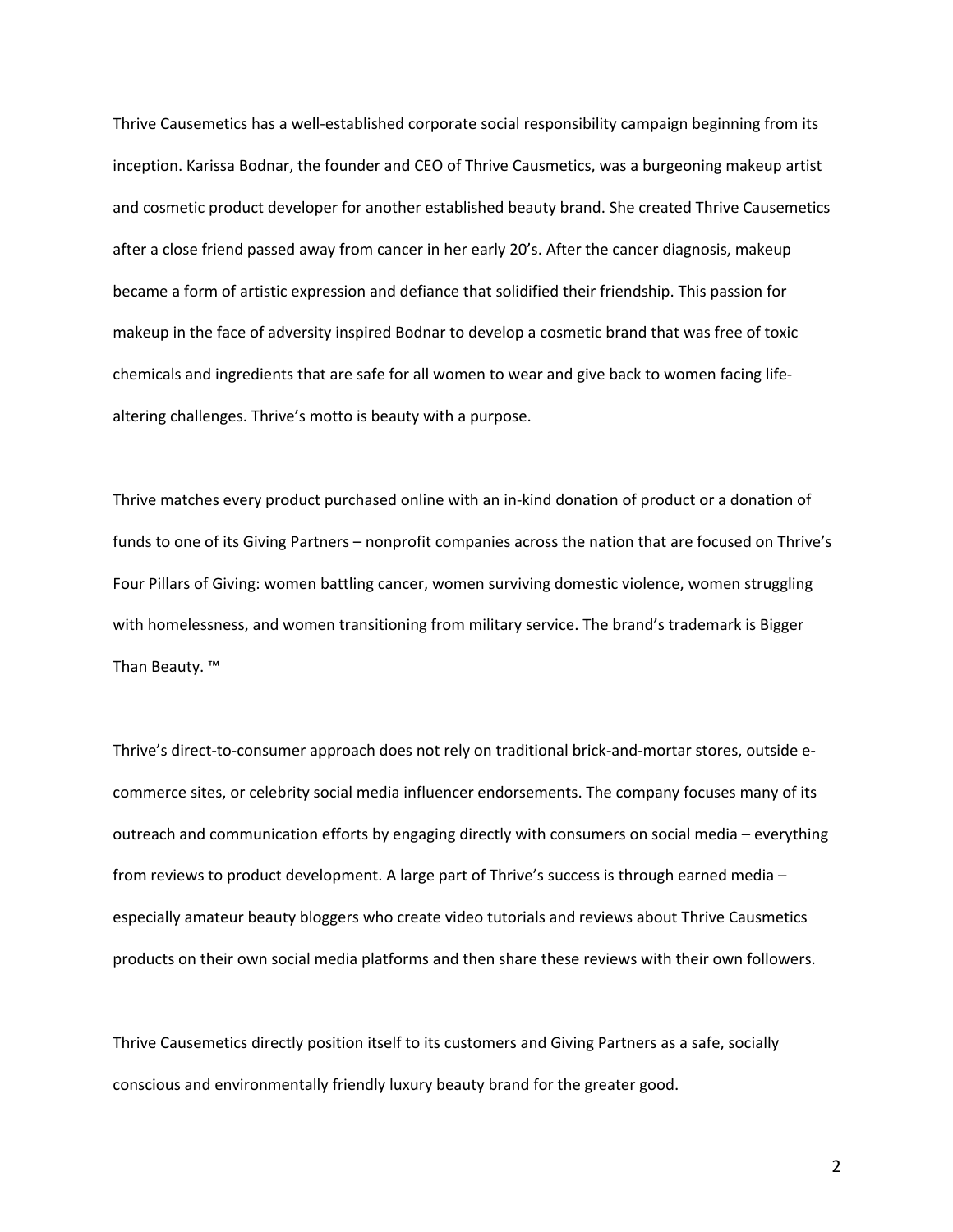Thrive Causemetics has a well-established corporate social responsibility campaign beginning from its inception. Karissa Bodnar, the founder and CEO of Thrive Causmetics, was a burgeoning makeup artist and cosmetic product developer for another established beauty brand. She created Thrive Causemetics after a close friend passed away from cancer in her early 20's. After the cancer diagnosis, makeup became a form of artistic expression and defiance that solidified their friendship. This passion for makeup in the face of adversity inspired Bodnar to develop a cosmetic brand that was free of toxic chemicals and ingredients that are safe for all women to wear and give back to women facing life-altering challenges. Thrive's motto is beauty with a purpose.

Thrive matches every product purchased online with an in-kind donation of product or a donation of funds to one of its Giving Partners – nonprofit companies across the nation that are focused on Thrive's Four Pillars of Giving: women battling cancer, women surviving domestic violence, women struggling with homelessness, and women transitioning from military service. The brand's trademark is Bigger Than Beauty. ™

Thrive's direct-to-consumer approach does not rely on traditional brick-and-mortar stores, outside e-commerce sites, or celebrity social media influencer endorsements. The company focuses many of its outreach and communication efforts by engaging directly with consumers on social media – everything from reviews to product development. A large part of Thrive's success is through earned media – especially amateur beauty bloggers who create video tutorials and reviews about Thrive Causmetics products on their own social media platforms and then share these reviews with their own followers.

Thrive Causemetics directly position itself to its customers and Giving Partners as a safe, socially conscious and environmentally friendly luxury beauty brand for the greater good.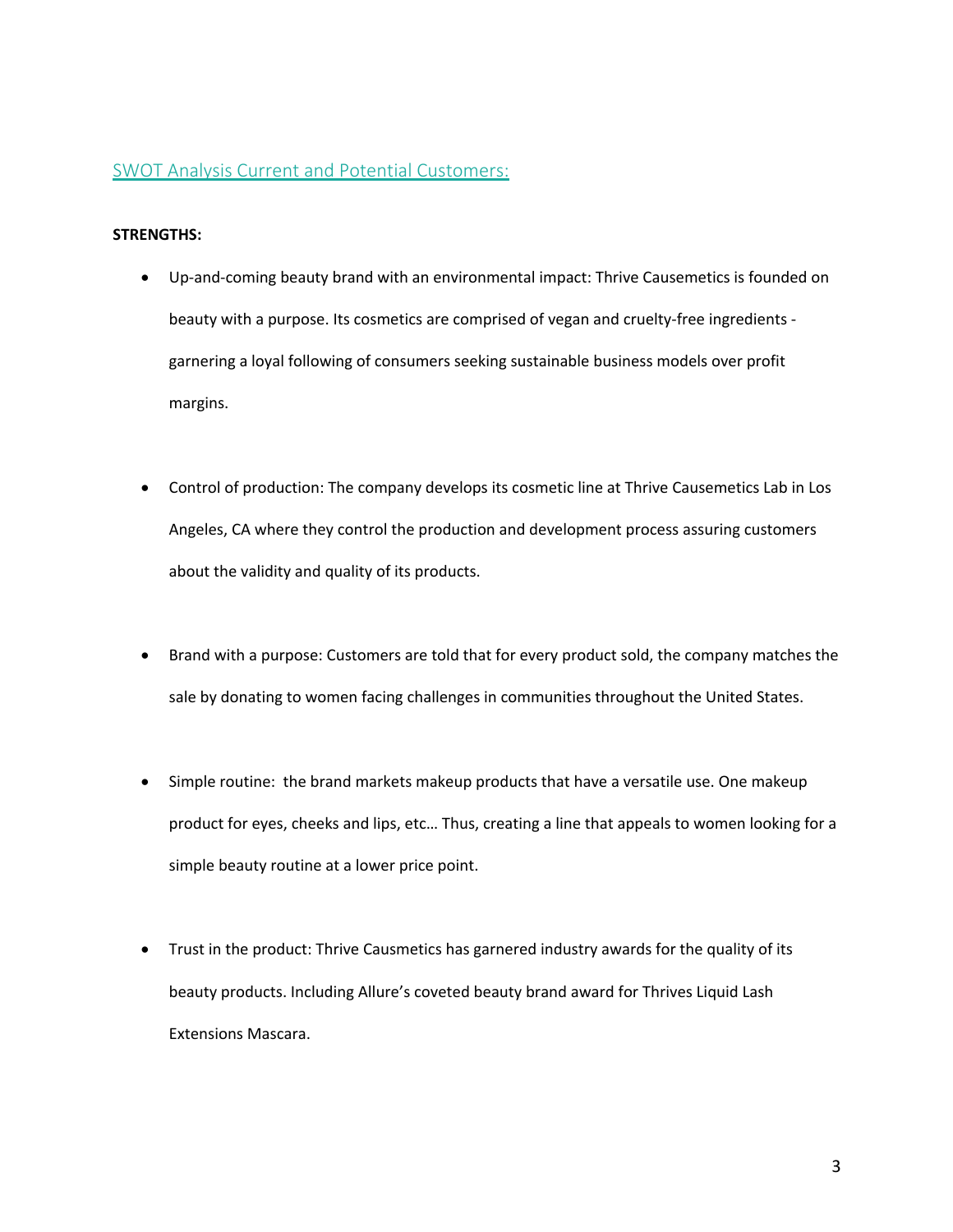## SWOT Analysis Current and Potential Customers:

**STRENGTHS:**

- Up-and-coming beauty brand with an environmental impact: Thrive Causemetics is founded on beauty with a purpose. Its cosmetics are comprised of vegan and cruelty-free ingredients - garnering a loyal following of consumers seeking sustainable business models over profit margins.

- Control of production: The company develops its cosmetic line at Thrive Causemetics Lab in Los Angeles, CA where they control the production and development process assuring customers about the validity and quality of its products.

- Brand with a purpose: Customers are told that for every product sold, the company matches the sale by donating to women facing challenges in communities throughout the United States.

- Simple routine: the brand markets makeup products that have a versatile use. One makeup product for eyes, cheeks and lips, etc… Thus, creating a line that appeals to women looking for a simple beauty routine at a lower price point.

- Trust in the product: Thrive Causmetics has garnered industry awards for the quality of its beauty products. Including Allure's coveted beauty brand award for Thrives Liquid Lash Extensions Mascara.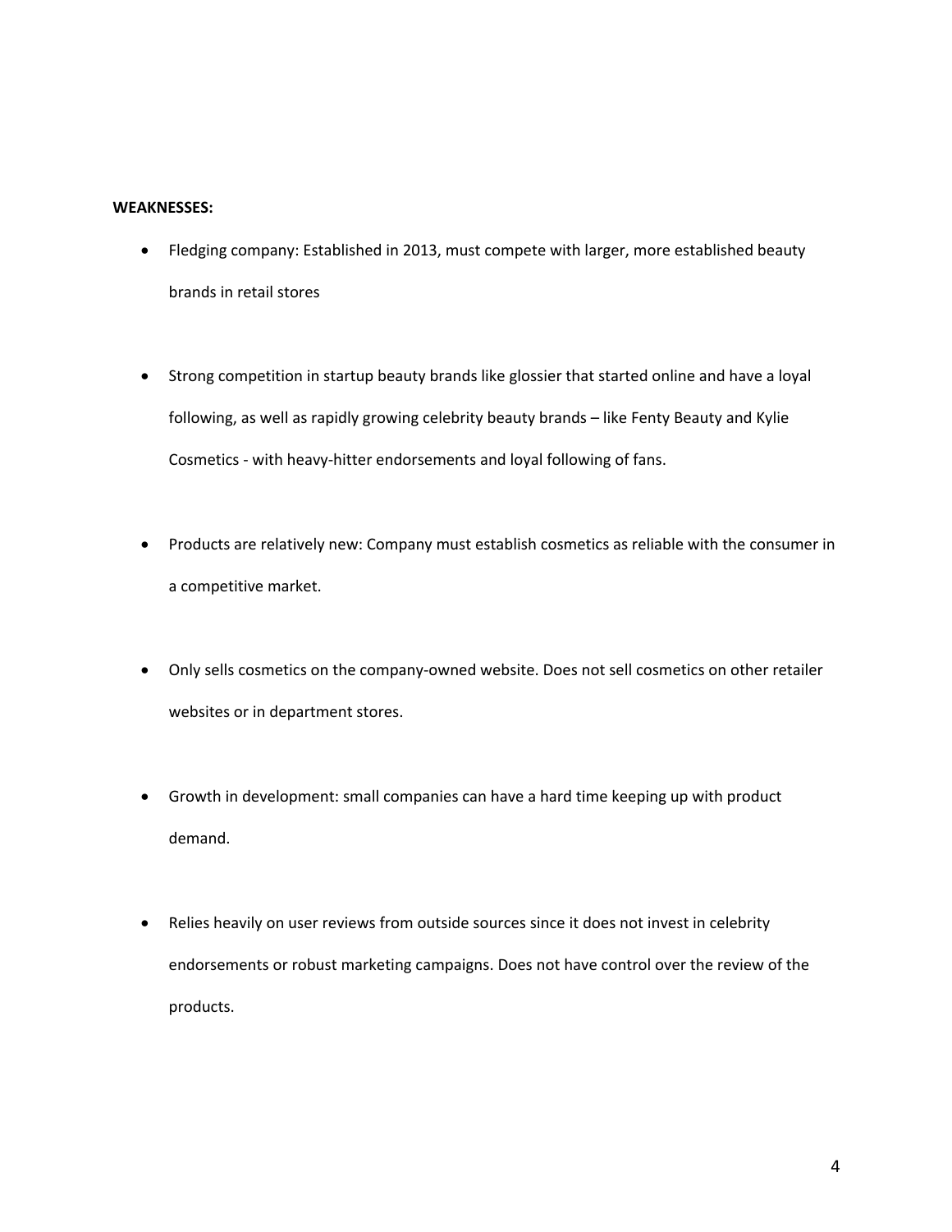**WEAKNESSES:**

- Fledging company: Established in 2013, must compete with larger, more established beauty brands in retail stores
- Strong competition in startup beauty brands like glossier that started online and have a loyal following, as well as rapidly growing celebrity beauty brands – like Fenty Beauty and Kylie Cosmetics - with heavy-hitter endorsements and loyal following of fans.
- Products are relatively new: Company must establish cosmetics as reliable with the consumer in a competitive market.
- Only sells cosmetics on the company-owned website. Does not sell cosmetics on other retailer websites or in department stores.
- Growth in development: small companies can have a hard time keeping up with product demand.
- Relies heavily on user reviews from outside sources since it does not invest in celebrity endorsements or robust marketing campaigns. Does not have control over the review of the products.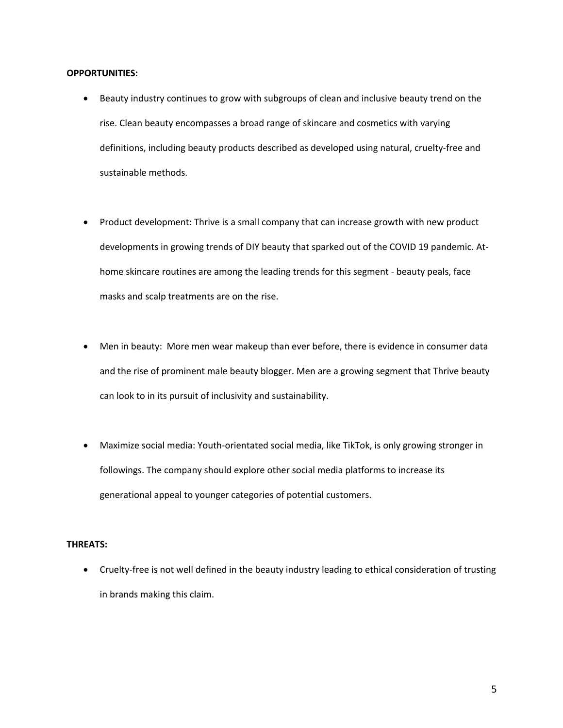**OPPORTUNITIES:**

- Beauty industry continues to grow with subgroups of clean and inclusive beauty trend on the rise. Clean beauty encompasses a broad range of skincare and cosmetics with varying definitions, including beauty products described as developed using natural, cruelty-free and sustainable methods.

- Product development: Thrive is a small company that can increase growth with new product developments in growing trends of DIY beauty that sparked out of the COVID 19 pandemic. At-home skincare routines are among the leading trends for this segment - beauty peals, face masks and scalp treatments are on the rise.

- Men in beauty: More men wear makeup than ever before, there is evidence in consumer data and the rise of prominent male beauty blogger. Men are a growing segment that Thrive beauty can look to in its pursuit of inclusivity and sustainability.

- Maximize social media: Youth-orientated social media, like TikTok, is only growing stronger in followings. The company should explore other social media platforms to increase its generational appeal to younger categories of potential customers.

**THREATS:**

- Cruelty-free is not well defined in the beauty industry leading to ethical consideration of trusting in brands making this claim.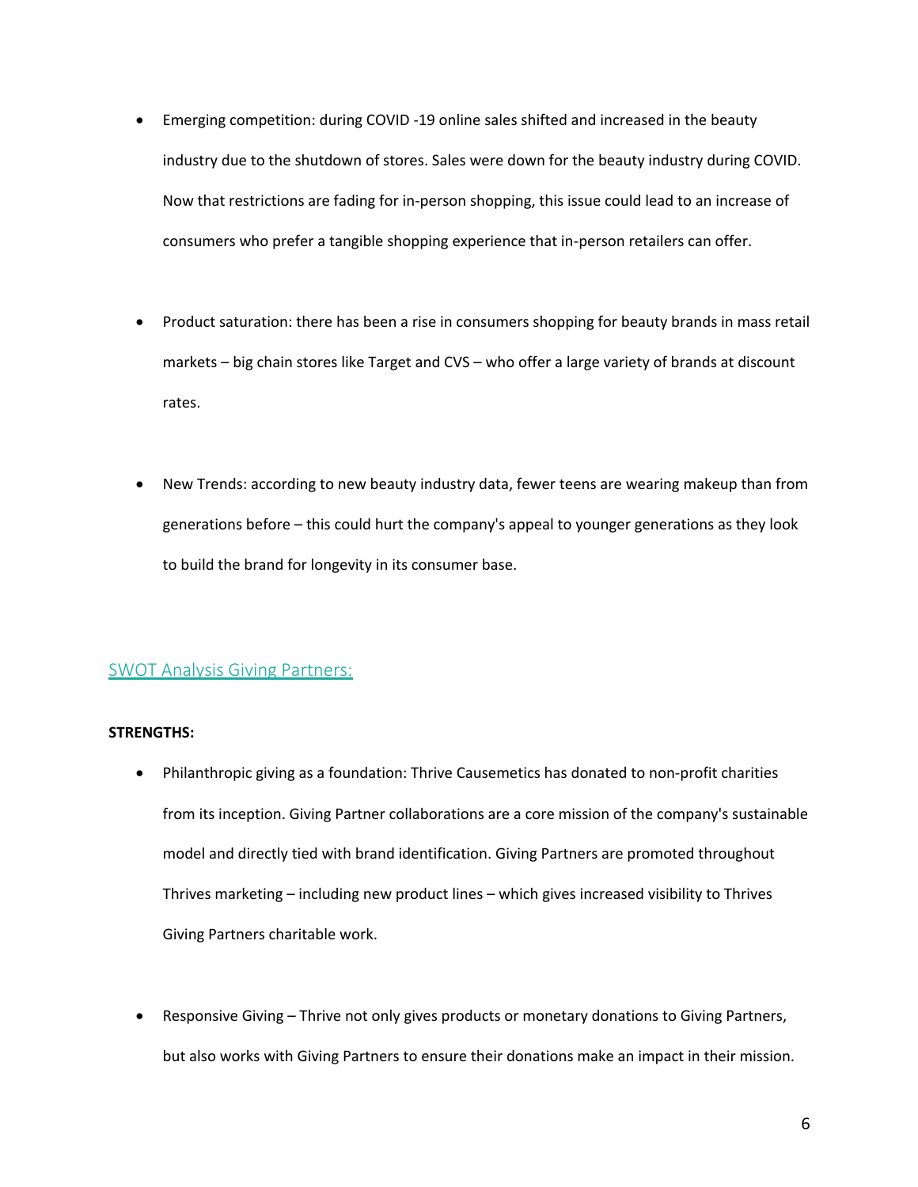- Emerging competition: during COVID -19 online sales shifted and increased in the beauty industry due to the shutdown of stores. Sales were down for the beauty industry during COVID. Now that restrictions are fading for in-person shopping, this issue could lead to an increase of consumers who prefer a tangible shopping experience that in-person retailers can offer.

- Product saturation: there has been a rise in consumers shopping for beauty brands in mass retail markets – big chain stores like Target and CVS – who offer a large variety of brands at discount rates.

- New Trends: according to new beauty industry data, fewer teens are wearing makeup than from generations before – this could hurt the company's appeal to younger generations as they look to build the brand for longevity in its consumer base.

## SWOT Analysis Giving Partners:

**STRENGTHS:**

- Philanthropic giving as a foundation: Thrive Causemetics has donated to non-profit charities from its inception. Giving Partner collaborations are a core mission of the company's sustainable model and directly tied with brand identification. Giving Partners are promoted throughout Thrives marketing – including new product lines – which gives increased visibility to Thrives Giving Partners charitable work.

- Responsive Giving – Thrive not only gives products or monetary donations to Giving Partners, but also works with Giving Partners to ensure their donations make an impact in their mission.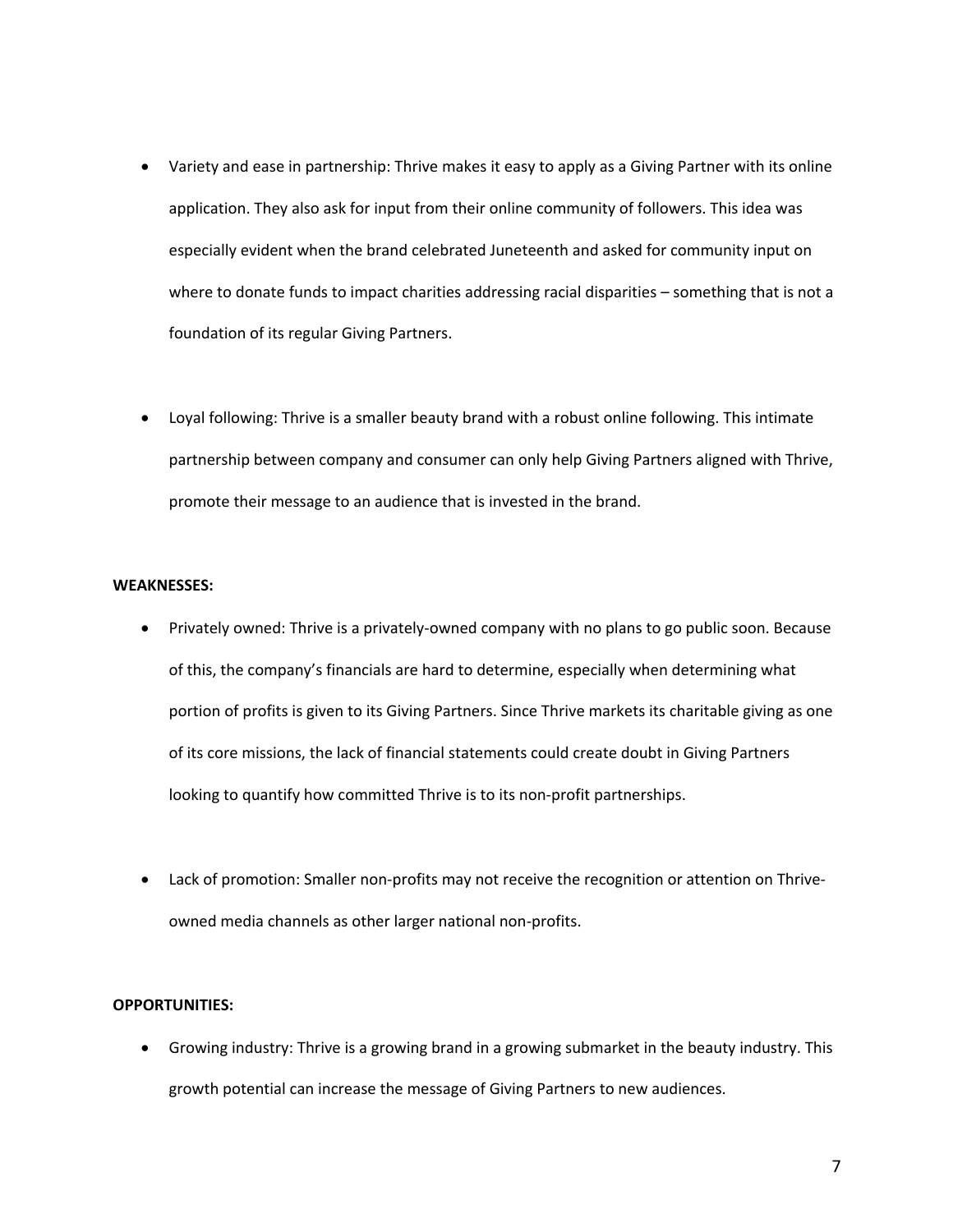- Variety and ease in partnership: Thrive makes it easy to apply as a Giving Partner with its online application. They also ask for input from their online community of followers. This idea was especially evident when the brand celebrated Juneteenth and asked for community input on where to donate funds to impact charities addressing racial disparities – something that is not a foundation of its regular Giving Partners.

- Loyal following: Thrive is a smaller beauty brand with a robust online following. This intimate partnership between company and consumer can only help Giving Partners aligned with Thrive, promote their message to an audience that is invested in the brand.

**WEAKNESSES:**

- Privately owned: Thrive is a privately-owned company with no plans to go public soon. Because of this, the company's financials are hard to determine, especially when determining what portion of profits is given to its Giving Partners. Since Thrive markets its charitable giving as one of its core missions, the lack of financial statements could create doubt in Giving Partners looking to quantify how committed Thrive is to its non-profit partnerships.

- Lack of promotion: Smaller non-profits may not receive the recognition or attention on Thrive-owned media channels as other larger national non-profits.

**OPPORTUNITIES:**

- Growing industry: Thrive is a growing brand in a growing submarket in the beauty industry. This growth potential can increase the message of Giving Partners to new audiences.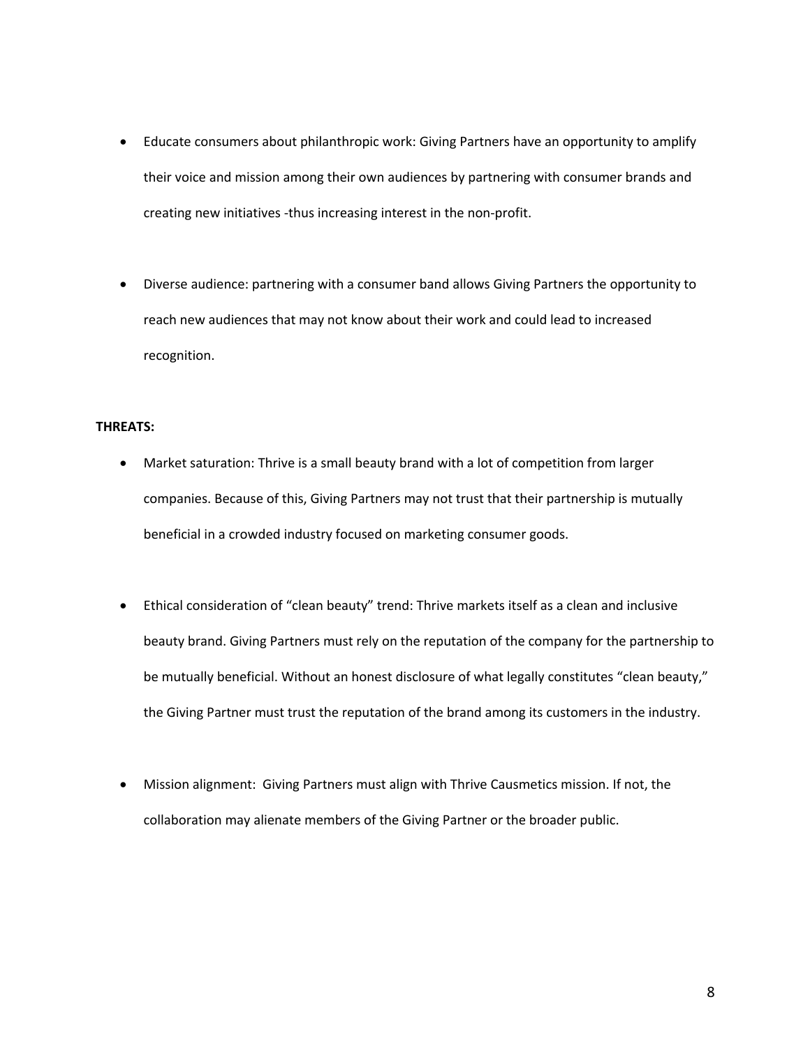- Educate consumers about philanthropic work: Giving Partners have an opportunity to amplify their voice and mission among their own audiences by partnering with consumer brands and creating new initiatives -thus increasing interest in the non-profit.

- Diverse audience: partnering with a consumer band allows Giving Partners the opportunity to reach new audiences that may not know about their work and could lead to increased recognition.

**THREATS:**

- Market saturation: Thrive is a small beauty brand with a lot of competition from larger companies. Because of this, Giving Partners may not trust that their partnership is mutually beneficial in a crowded industry focused on marketing consumer goods.

- Ethical consideration of "clean beauty" trend: Thrive markets itself as a clean and inclusive beauty brand. Giving Partners must rely on the reputation of the company for the partnership to be mutually beneficial. Without an honest disclosure of what legally constitutes "clean beauty," the Giving Partner must trust the reputation of the brand among its customers in the industry.

- Mission alignment: Giving Partners must align with Thrive Causmetics mission. If not, the collaboration may alienate members of the Giving Partner or the broader public.